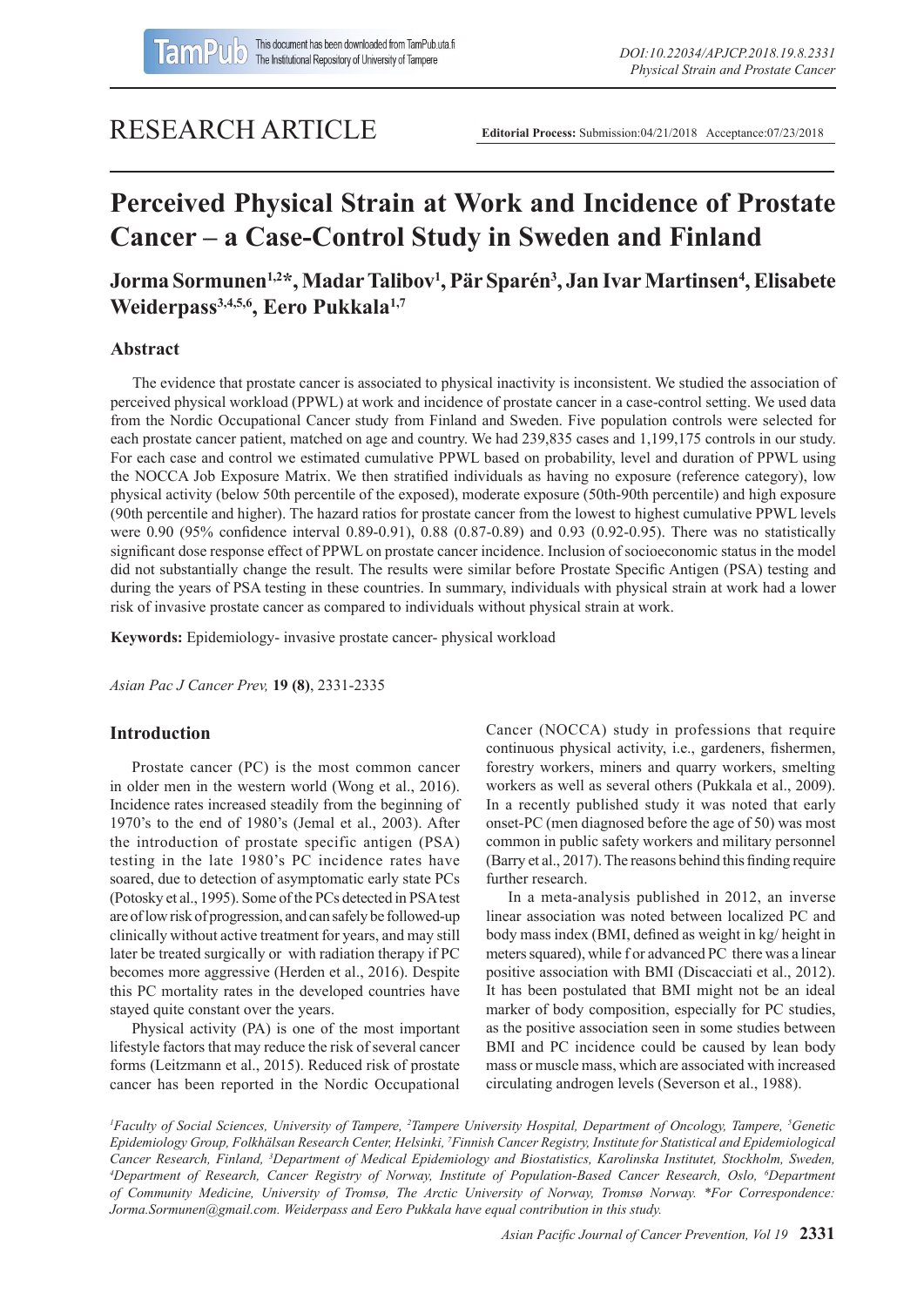RESEARCH ARTICLE

**Editorial Process:** Submission:04/21/2018 Acceptance:07/23/2018

# Perceived Physical Strain at Work and Incidence of Prostate Cancer – a Case-Control Study in Sweden and Finland

**Jorma Sormunen[1,2]*, Madar Talibov[1], Pär Sparén[3], Jan Ivar Martinsen[4], Elisabete Weiderpass[3,4,5,6], Eero Pukkala[1,7]**

## Abstract

The evidence that prostate cancer is associated to physical inactivity is inconsistent. We studied the association of perceived physical workload (PPWL) at work and incidence of prostate cancer in a case-control setting. We used data from the Nordic Occupational Cancer study from Finland and Sweden. Five population controls were selected for each prostate cancer patient, matched on age and country. We had 239,835 cases and 1,199,175 controls in our study. For each case and control we estimated cumulative PPWL based on probability, level and duration of PPWL using the NOCCA Job Exposure Matrix. We then stratified individuals as having no exposure (reference category), low physical activity (below 50th percentile of the exposed), moderate exposure (50th-90th percentile) and high exposure (90th percentile and higher). The hazard ratios for prostate cancer from the lowest to highest cumulative PPWL levels were 0.90 (95% confidence interval 0.89-0.91), 0.88 (0.87-0.89) and 0.93 (0.92-0.95). There was no statistically significant dose response effect of PPWL on prostate cancer incidence. Inclusion of socioeconomic status in the model did not substantially change the result. The results were similar before Prostate Specific Antigen (PSA) testing and during the years of PSA testing in these countries. In summary, individuals with physical strain at work had a lower risk of invasive prostate cancer as compared to individuals without physical strain at work.

**Keywords:** Epidemiology- invasive prostate cancer- physical workload

*Asian Pac J Cancer Prev,* **19 (8)**, 2331-2335

## Introduction

Prostate cancer (PC) is the most common cancer in older men in the western world (Wong et al., 2016). Incidence rates increased steadily from the beginning of 1970's to the end of 1980's (Jemal et al., 2003). After the introduction of prostate specific antigen (PSA) testing in the late 1980's PC incidence rates have soared, due to detection of asymptomatic early state PCs (Potosky et al., 1995). Some of the PCs detected in PSA test are of low risk of progression, and can safely be followed-up clinically without active treatment for years, and may still later be treated surgically or with radiation therapy if PC becomes more aggressive (Herden et al., 2016). Despite this PC mortality rates in the developed countries have stayed quite constant over the years.

Physical activity (PA) is one of the most important lifestyle factors that may reduce the risk of several cancer forms (Leitzmann et al., 2015). Reduced risk of prostate cancer has been reported in the Nordic Occupational Cancer (NOCCA) study in professions that require continuous physical activity, i.e., gardeners, fishermen, forestry workers, miners and quarry workers, smelting workers as well as several others (Pukkala et al., 2009). In a recently published study it was noted that early onset-PC (men diagnosed before the age of 50) was most common in public safety workers and military personnel (Barry et al., 2017). The reasons behind this finding require further research.

In a meta-analysis published in 2012, an inverse linear association was noted between localized PC and body mass index (BMI, defined as weight in kg/ height in meters squared), while f or advanced PC there was a linear positive association with BMI (Discacciati et al., 2012). It has been postulated that BMI might not be an ideal marker of body composition, especially for PC studies, as the positive association seen in some studies between BMI and PC incidence could be caused by lean body mass or muscle mass, which are associated with increased circulating androgen levels (Severson et al., 1988).

[1]Faculty of Social Sciences, University of Tampere, [2]Tampere University Hospital, Department of Oncology, Tampere, [5]Genetic Epidemiology Group, Folkhälsan Research Center, Helsinki, [7]Finnish Cancer Registry, Institute for Statistical and Epidemiological Cancer Research, Finland, [3]Department of Medical Epidemiology and Biostatistics, Karolinska Institutet, Stockholm, Sweden, [4]Department of Research, Cancer Registry of Norway, Institute of Population-Based Cancer Research, Oslo, [6]Department of Community Medicine, University of Tromsø, The Arctic University of Norway, Tromsø Norway. *For Correspondence: Jorma.Sormunen@gmail.com. Weiderpass and Eero Pukkala have equal contribution in this study.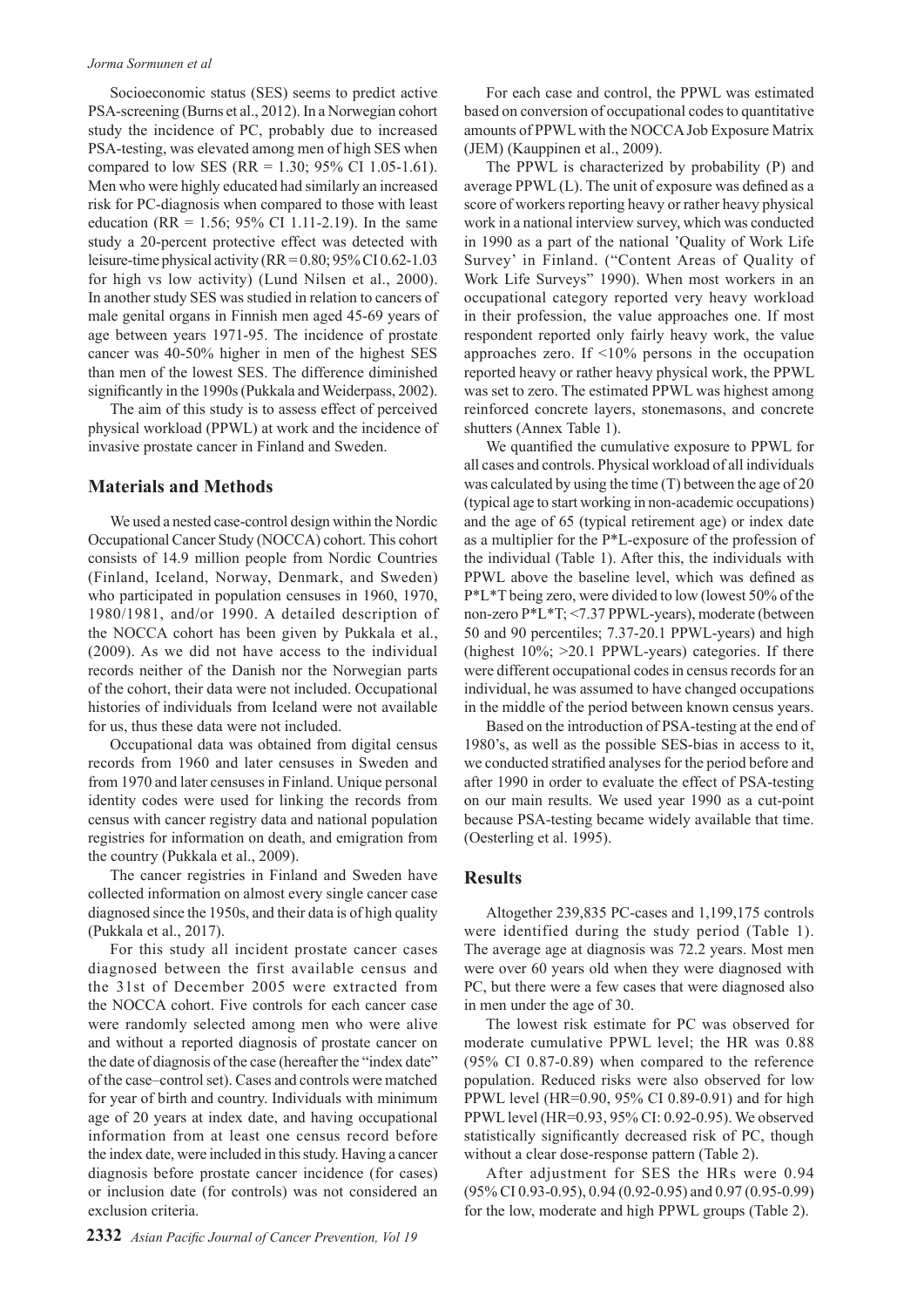Socioeconomic status (SES) seems to predict active PSA-screening (Burns et al., 2012). In a Norwegian cohort study the incidence of PC, probably due to increased PSA-testing, was elevated among men of high SES when compared to low SES (RR = 1.30; 95% CI 1.05-1.61). Men who were highly educated had similarly an increased risk for PC-diagnosis when compared to those with least education (RR = 1.56; 95% CI 1.11-2.19). In the same study a 20-percent protective effect was detected with leisure-time physical activity (RR = 0.80; 95% CI 0.62-1.03 for high vs low activity) (Lund Nilsen et al., 2000). In another study SES was studied in relation to cancers of male genital organs in Finnish men aged 45-69 years of age between years 1971-95. The incidence of prostate cancer was 40-50% higher in men of the highest SES than men of the lowest SES. The difference diminished significantly in the 1990s (Pukkala and Weiderpass, 2002).

The aim of this study is to assess effect of perceived physical workload (PPWL) at work and the incidence of invasive prostate cancer in Finland and Sweden.

## Materials and Methods

We used a nested case-control design within the Nordic Occupational Cancer Study (NOCCA) cohort. This cohort consists of 14.9 million people from Nordic Countries (Finland, Iceland, Norway, Denmark, and Sweden) who participated in population censuses in 1960, 1970, 1980/1981, and/or 1990. A detailed description of the NOCCA cohort has been given by Pukkala et al., (2009). As we did not have access to the individual records neither of the Danish nor the Norwegian parts of the cohort, their data were not included. Occupational histories of individuals from Iceland were not available for us, thus these data were not included.

Occupational data was obtained from digital census records from 1960 and later censuses in Sweden and from 1970 and later censuses in Finland. Unique personal identity codes were used for linking the records from census with cancer registry data and national population registries for information on death, and emigration from the country (Pukkala et al., 2009).

The cancer registries in Finland and Sweden have collected information on almost every single cancer case diagnosed since the 1950s, and their data is of high quality (Pukkala et al., 2017).

For this study all incident prostate cancer cases diagnosed between the first available census and the 31st of December 2005 were extracted from the NOCCA cohort. Five controls for each cancer case were randomly selected among men who were alive and without a reported diagnosis of prostate cancer on the date of diagnosis of the case (hereafter the "index date" of the case–control set). Cases and controls were matched for year of birth and country. Individuals with minimum age of 20 years at index date, and having occupational information from at least one census record before the index date, were included in this study. Having a cancer diagnosis before prostate cancer incidence (for cases) or inclusion date (for controls) was not considered an exclusion criteria.

For each case and control, the PPWL was estimated based on conversion of occupational codes to quantitative amounts of PPWL with the NOCCA Job Exposure Matrix (JEM) (Kauppinen et al., 2009).

The PPWL is characterized by probability (P) and average PPWL (L). The unit of exposure was defined as a score of workers reporting heavy or rather heavy physical work in a national interview survey, which was conducted in 1990 as a part of the national 'Quality of Work Life Survey' in Finland. ("Content Areas of Quality of Work Life Surveys" 1990). When most workers in an occupational category reported very heavy workload in their profession, the value approaches one. If most respondent reported only fairly heavy work, the value approaches zero. If <10% persons in the occupation reported heavy or rather heavy physical work, the PPWL was set to zero. The estimated PPWL was highest among reinforced concrete layers, stonemasons, and concrete shutters (Annex Table 1).

We quantified the cumulative exposure to PPWL for all cases and controls. Physical workload of all individuals was calculated by using the time (T) between the age of 20 (typical age to start working in non-academic occupations) and the age of 65 (typical retirement age) or index date as a multiplier for the P*L-exposure of the profession of the individual (Table 1). After this, the individuals with PPWL above the baseline level, which was defined as P*L*T being zero, were divided to low (lowest 50% of the non-zero P*L*T; <7.37 PPWL-years), moderate (between 50 and 90 percentiles; 7.37-20.1 PPWL-years) and high (highest 10%; >20.1 PPWL-years) categories. If there were different occupational codes in census records for an individual, he was assumed to have changed occupations in the middle of the period between known census years.

Based on the introduction of PSA-testing at the end of 1980's, as well as the possible SES-bias in access to it, we conducted stratified analyses for the period before and after 1990 in order to evaluate the effect of PSA-testing on our main results. We used year 1990 as a cut-point because PSA-testing became widely available that time. (Oesterling et al. 1995).

## Results

Altogether 239,835 PC-cases and 1,199,175 controls were identified during the study period (Table 1). The average age at diagnosis was 72.2 years. Most men were over 60 years old when they were diagnosed with PC, but there were a few cases that were diagnosed also in men under the age of 30.

The lowest risk estimate for PC was observed for moderate cumulative PPWL level; the HR was 0.88 (95% CI 0.87-0.89) when compared to the reference population. Reduced risks were also observed for low PPWL level (HR=0.90, 95% CI 0.89-0.91) and for high PPWL level (HR=0.93, 95% CI: 0.92-0.95). We observed statistically significantly decreased risk of PC, though without a clear dose-response pattern (Table 2).

After adjustment for SES the HRs were 0.94 (95% CI 0.93-0.95), 0.94 (0.92-0.95) and 0.97 (0.95-0.99) for the low, moderate and high PPWL groups (Table 2).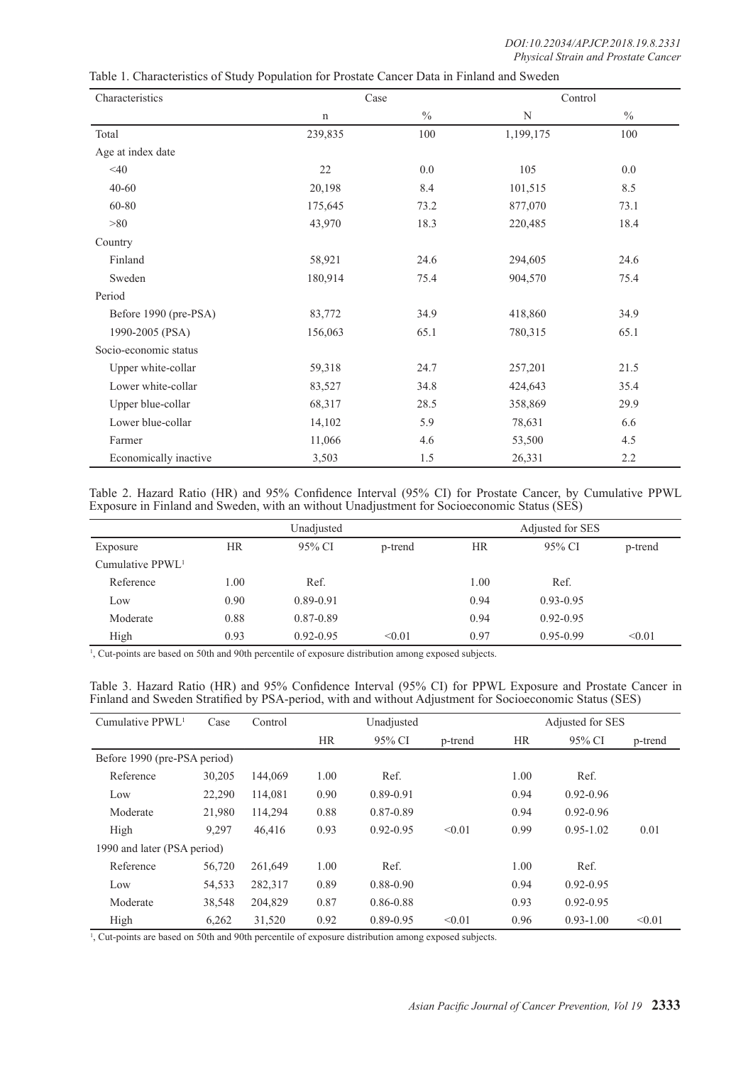Table 1. Characteristics of Study Population for Prostate Cancer Data in Finland and Sweden

| Characteristics | Case | | Control | |
|---|---|---|---|---|
| | n | % | N | % |
| Total | 239,835 | 100 | 1,199,175 | 100 |
| Age at index date | | | | |
| <40 | 22 | 0.0 | 105 | 0.0 |
| 40-60 | 20,198 | 8.4 | 101,515 | 8.5 |
| 60-80 | 175,645 | 73.2 | 877,070 | 73.1 |
| >80 | 43,970 | 18.3 | 220,485 | 18.4 |
| Country | | | | |
| Finland | 58,921 | 24.6 | 294,605 | 24.6 |
| Sweden | 180,914 | 75.4 | 904,570 | 75.4 |
| Period | | | | |
| Before 1990 (pre-PSA) | 83,772 | 34.9 | 418,860 | 34.9 |
| 1990-2005 (PSA) | 156,063 | 65.1 | 780,315 | 65.1 |
| Socio-economic status | | | | |
| Upper white-collar | 59,318 | 24.7 | 257,201 | 21.5 |
| Lower white-collar | 83,527 | 34.8 | 424,643 | 35.4 |
| Upper blue-collar | 68,317 | 28.5 | 358,869 | 29.9 |
| Lower blue-collar | 14,102 | 5.9 | 78,631 | 6.6 |
| Farmer | 11,066 | 4.6 | 53,500 | 4.5 |
| Economically inactive | 3,503 | 1.5 | 26,331 | 2.2 |

Table 2. Hazard Ratio (HR) and 95% Confidence Interval (95% CI) for Prostate Cancer, by Cumulative PPWL Exposure in Finland and Sweden, with an without Unadjustment for Socioeconomic Status (SES)

| | Unadjusted | | | Adjusted for SES | | |
|---|---|---|---|---|---|---|
| Exposure | HR | 95% CI | p-trend | HR | 95% CI | p-trend |
| Cumulative PPWL[1] | | | | | | |
| Reference | 1.00 | Ref. | | 1.00 | Ref. | |
| Low | 0.90 | 0.89-0.91 | | 0.94 | 0.93-0.95 | |
| Moderate | 0.88 | 0.87-0.89 | | 0.94 | 0.92-0.95 | |
| High | 0.93 | 0.92-0.95 | <0.01 | 0.97 | 0.95-0.99 | <0.01 |

[1], Cut-points are based on 50th and 90th percentile of exposure distribution among exposed subjects.

Table 3. Hazard Ratio (HR) and 95% Confidence Interval (95% CI) for PPWL Exposure and Prostate Cancer in Finland and Sweden Stratified by PSA-period, with and without Adjustment for Socioeconomic Status (SES)

| Cumulative PPWL[1] | Case | Control | Unadjusted | | | Adjusted for SES | | |
|---|---|---|---|---|---|---|---|---|
| | | | HR | 95% CI | p-trend | HR | 95% CI | p-trend |
| Before 1990 (pre-PSA period) | | | | | | | | |
| Reference | 30,205 | 144,069 | 1.00 | Ref. | | 1.00 | Ref. | |
| Low | 22,290 | 114,081 | 0.90 | 0.89-0.91 | | 0.94 | 0.92-0.96 | |
| Moderate | 21,980 | 114,294 | 0.88 | 0.87-0.89 | | 0.94 | 0.92-0.96 | |
| High | 9,297 | 46,416 | 0.93 | 0.92-0.95 | <0.01 | 0.99 | 0.95-1.02 | 0.01 |
| 1990 and later (PSA period) | | | | | | | | |
| Reference | 56,720 | 261,649 | 1.00 | Ref. | | 1.00 | Ref. | |
| Low | 54,533 | 282,317 | 0.89 | 0.88-0.90 | | 0.94 | 0.92-0.95 | |
| Moderate | 38,548 | 204,829 | 0.87 | 0.86-0.88 | | 0.93 | 0.92-0.95 | |
| High | 6,262 | 31,520 | 0.92 | 0.89-0.95 | <0.01 | 0.96 | 0.93-1.00 | <0.01 |

[1], Cut-points are based on 50th and 90th percentile of exposure distribution among exposed subjects.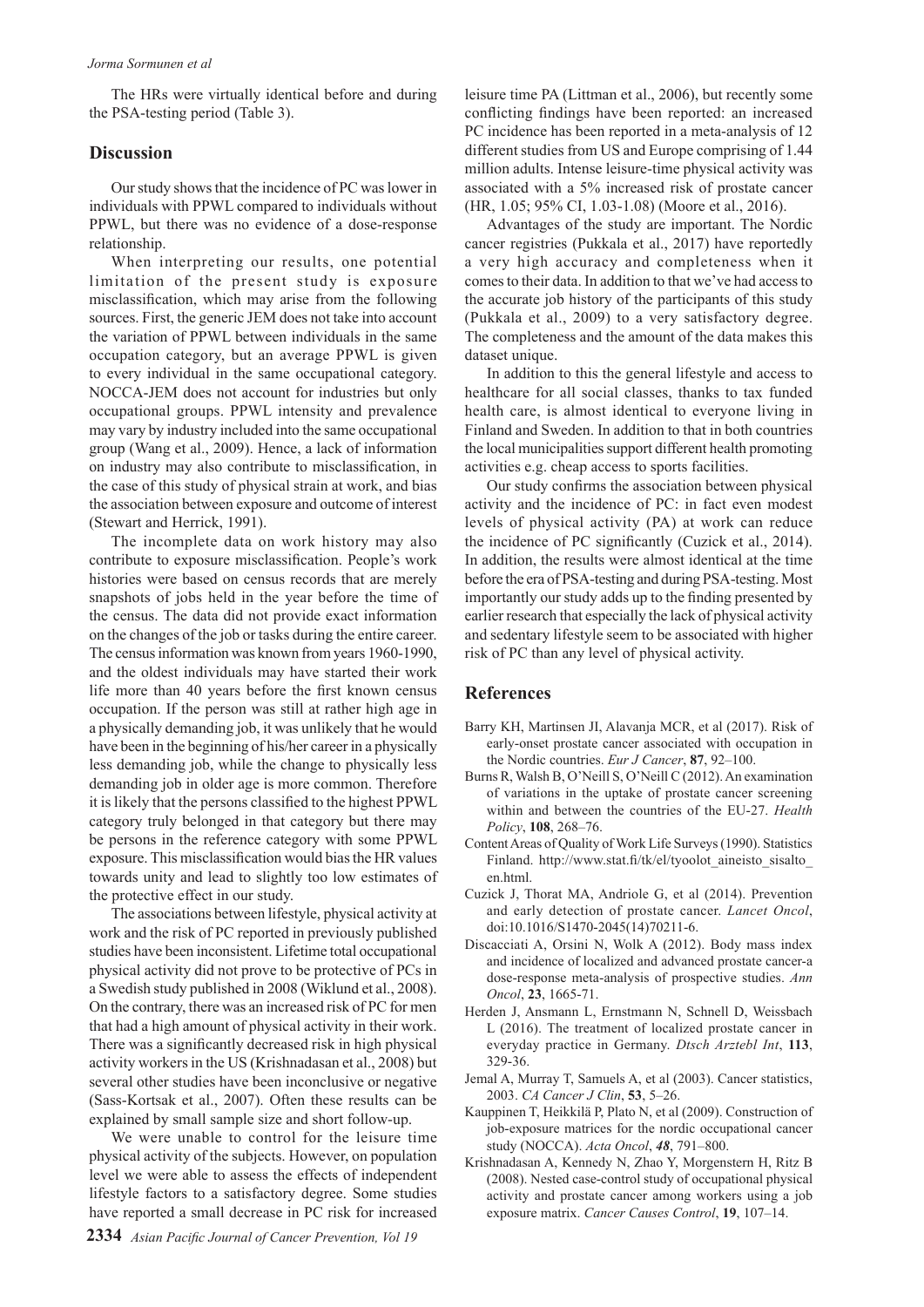The HRs were virtually identical before and during the PSA-testing period (Table 3).

## Discussion

Our study shows that the incidence of PC was lower in individuals with PPWL compared to individuals without PPWL, but there was no evidence of a dose-response relationship.

When interpreting our results, one potential limitation of the present study is exposure misclassification, which may arise from the following sources. First, the generic JEM does not take into account the variation of PPWL between individuals in the same occupation category, but an average PPWL is given to every individual in the same occupational category. NOCCA-JEM does not account for industries but only occupational groups. PPWL intensity and prevalence may vary by industry included into the same occupational group (Wang et al., 2009). Hence, a lack of information on industry may also contribute to misclassification, in the case of this study of physical strain at work, and bias the association between exposure and outcome of interest (Stewart and Herrick, 1991).

The incomplete data on work history may also contribute to exposure misclassification. People's work histories were based on census records that are merely snapshots of jobs held in the year before the time of the census. The data did not provide exact information on the changes of the job or tasks during the entire career. The census information was known from years 1960-1990, and the oldest individuals may have started their work life more than 40 years before the first known census occupation. If the person was still at rather high age in a physically demanding job, it was unlikely that he would have been in the beginning of his/her career in a physically less demanding job, while the change to physically less demanding job in older age is more common. Therefore it is likely that the persons classified to the highest PPWL category truly belonged in that category but there may be persons in the reference category with some PPWL exposure. This misclassification would bias the HR values towards unity and lead to slightly too low estimates of the protective effect in our study.

The associations between lifestyle, physical activity at work and the risk of PC reported in previously published studies have been inconsistent. Lifetime total occupational physical activity did not prove to be protective of PCs in a Swedish study published in 2008 (Wiklund et al., 2008). On the contrary, there was an increased risk of PC for men that had a high amount of physical activity in their work. There was a significantly decreased risk in high physical activity workers in the US (Krishnadasan et al., 2008) but several other studies have been inconclusive or negative (Sass-Kortsak et al., 2007). Often these results can be explained by small sample size and short follow-up.

We were unable to control for the leisure time physical activity of the subjects. However, on population level we were able to assess the effects of independent lifestyle factors to a satisfactory degree. Some studies have reported a small decrease in PC risk for increased leisure time PA (Littman et al., 2006), but recently some conflicting findings have been reported: an increased PC incidence has been reported in a meta-analysis of 12 different studies from US and Europe comprising of 1.44 million adults. Intense leisure-time physical activity was associated with a 5% increased risk of prostate cancer (HR, 1.05; 95% CI, 1.03-1.08) (Moore et al., 2016).

Advantages of the study are important. The Nordic cancer registries (Pukkala et al., 2017) have reportedly a very high accuracy and completeness when it comes to their data. In addition to that we've had access to the accurate job history of the participants of this study (Pukkala et al., 2009) to a very satisfactory degree. The completeness and the amount of the data makes this dataset unique.

In addition to this the general lifestyle and access to healthcare for all social classes, thanks to tax funded health care, is almost identical to everyone living in Finland and Sweden. In addition to that in both countries the local municipalities support different health promoting activities e.g. cheap access to sports facilities.

Our study confirms the association between physical activity and the incidence of PC: in fact even modest levels of physical activity (PA) at work can reduce the incidence of PC significantly (Cuzick et al., 2014). In addition, the results were almost identical at the time before the era of PSA-testing and during PSA-testing. Most importantly our study adds up to the finding presented by earlier research that especially the lack of physical activity and sedentary lifestyle seem to be associated with higher risk of PC than any level of physical activity.

## References

Barry KH, Martinsen JI, Alavanja MCR, et al (2017). Risk of early-onset prostate cancer associated with occupation in the Nordic countries. *Eur J Cancer*, **87**, 92–100.

Burns R, Walsh B, O'Neill S, O'Neill C (2012). An examination of variations in the uptake of prostate cancer screening within and between the countries of the EU-27. *Health Policy*, **108**, 268–76.

Content Areas of Quality of Work Life Surveys (1990). Statistics Finland. http://www.stat.fi/tk/el/tyoolot_aineisto_sisalto_en.html.

Cuzick J, Thorat MA, Andriole G, et al (2014). Prevention and early detection of prostate cancer. *Lancet Oncol*, doi:10.1016/S1470-2045(14)70211-6.

Discacciati A, Orsini N, Wolk A (2012). Body mass index and incidence of localized and advanced prostate cancer-a dose-response meta-analysis of prospective studies. *Ann Oncol*, **23**, 1665-71.

Herden J, Ansmann L, Ernstmann N, Schnell D, Weissbach L (2016). The treatment of localized prostate cancer in everyday practice in Germany. *Dtsch Arztebl Int*, **113**, 329-36.

Jemal A, Murray T, Samuels A, et al (2003). Cancer statistics, 2003. *CA Cancer J Clin*, **53**, 5–26.

Kauppinen T, Heikkilä P, Plato N, et al (2009). Construction of job-exposure matrices for the nordic occupational cancer study (NOCCA). *Acta Oncol*, ***48***, 791–800.

Krishnadasan A, Kennedy N, Zhao Y, Morgenstern H, Ritz B (2008). Nested case-control study of occupational physical activity and prostate cancer among workers using a job exposure matrix. *Cancer Causes Control*, **19**, 107–14.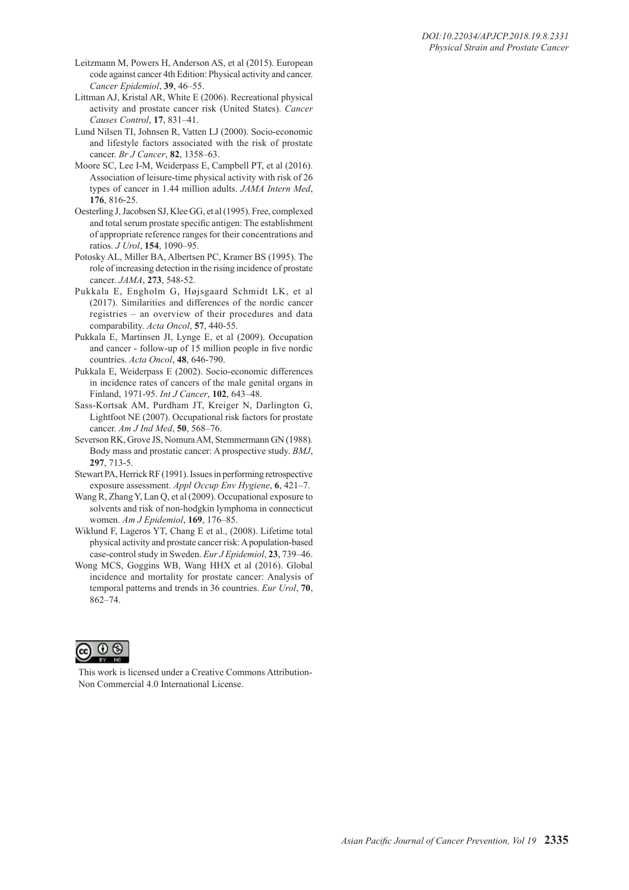Leitzmann M, Powers H, Anderson AS, et al (2015). European code against cancer 4th Edition: Physical activity and cancer. *Cancer Epidemiol*, **39**, 46–55.

Littman AJ, Kristal AR, White E (2006). Recreational physical activity and prostate cancer risk (United States). *Cancer Causes Control*, **17**, 831–41.

Lund Nilsen TI, Johnsen R, Vatten LJ (2000). Socio-economic and lifestyle factors associated with the risk of prostate cancer. *Br J Cancer*, **82**, 1358–63.

Moore SC, Lee I-M, Weiderpass E, Campbell PT, et al (2016). Association of leisure-time physical activity with risk of 26 types of cancer in 1.44 million adults. *JAMA Intern Med*, **176**, 816-25.

Oesterling J, Jacobsen SJ, Klee GG, et al (1995). Free, complexed and total serum prostate specific antigen: The establishment of appropriate reference ranges for their concentrations and ratios. *J Urol*, **154**, 1090–95.

Potosky AL, Miller BA, Albertsen PC, Kramer BS (1995). The role of increasing detection in the rising incidence of prostate cancer. *JAMA*, **273**, 548-52.

Pukkala E, Engholm G, Højsgaard Schmidt LK, et al (2017). Similarities and differences of the nordic cancer registries – an overview of their procedures and data comparability. *Acta Oncol*, **57**, 440-55.

Pukkala E, Martinsen JI, Lynge E, et al (2009). Occupation and cancer - follow-up of 15 million people in five nordic countries. *Acta Oncol*, **48**, 646-790.

Pukkala E, Weiderpass E (2002). Socio-economic differences in incidence rates of cancers of the male genital organs in Finland, 1971-95. *Int J Cancer*, **102**, 643–48.

Sass-Kortsak AM, Purdham JT, Kreiger N, Darlington G, Lightfoot NE (2007). Occupational risk factors for prostate cancer. *Am J Ind Med*, **50**, 568–76.

Severson RK, Grove JS, Nomura AM, Stemmermann GN (1988). Body mass and prostatic cancer: A prospective study. *BMJ*, **297**, 713-5.

Stewart PA, Herrick RF (1991). Issues in performing retrospective exposure assessment. *Appl Occup Env Hygiene*, **6**, 421–7.

Wang R, Zhang Y, Lan Q, et al (2009). Occupational exposure to solvents and risk of non-hodgkin lymphoma in connecticut women. *Am J Epidemiol*, **169**, 176–85.

Wiklund F, Lageros YT, Chang E et al., (2008). Lifetime total physical activity and prostate cancer risk: A population-based case-control study in Sweden. *Eur J Epidemiol*, **23**, 739–46.

Wong MCS, Goggins WB, Wang HHX et al (2016). Global incidence and mortality for prostate cancer: Analysis of temporal patterns and trends in 36 countries. *Eur Urol*, **70**, 862–74.

This work is licensed under a Creative Commons Attribution-Non Commercial 4.0 International License.